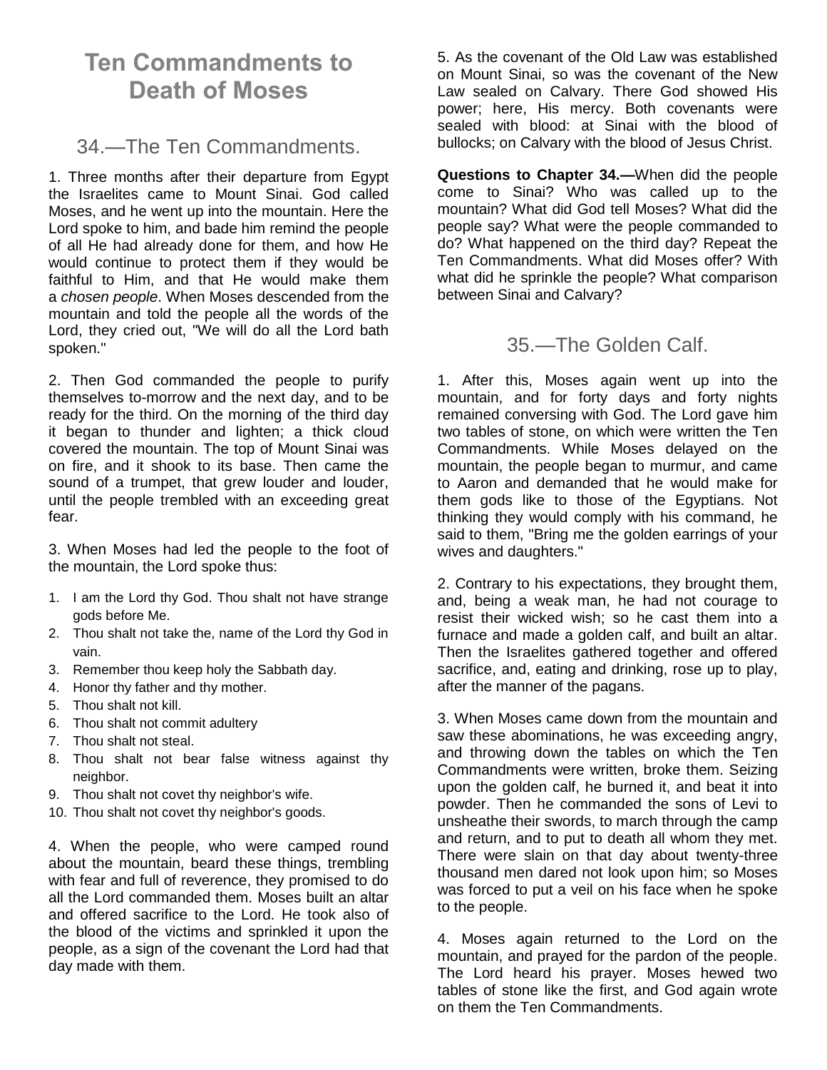# Ten Commandments to Death of Moses

## 34.—The Ten Commandments.

1. Three months after their departure from Egypt the Israelites came to Mount Sinai. God called Moses, and he went up into the mountain. Here the Lord spoke to him, and bade him remind the people of all He had already done for them, and how He would continue to protect them if they would be faithful to Him, and that He would make them a *chosen people*. When Moses descended from the mountain and told the people all the words of the Lord, they cried out, "We will do all the Lord bath spoken."

2. Then God commanded the people to purify themselves to-morrow and the next day, and to be ready for the third. On the morning of the third day it began to thunder and lighten; a thick cloud covered the mountain. The top of Mount Sinai was on fire, and it shook to its base. Then came the sound of a trumpet, that grew louder and louder, until the people trembled with an exceeding great fear.

3. When Moses had led the people to the foot of the mountain, the Lord spoke thus:

1. I am the Lord thy God. Thou shalt not have strange gods before Me.
2. Thou shalt not take the, name of the Lord thy God in vain.
3. Remember thou keep holy the Sabbath day.
4. Honor thy father and thy mother.
5. Thou shalt not kill.
6. Thou shalt not commit adultery
7. Thou shalt not steal.
8. Thou shalt not bear false witness against thy neighbor.
9. Thou shalt not covet thy neighbor's wife.
10. Thou shalt not covet thy neighbor's goods.

4. When the people, who were camped round about the mountain, beard these things, trembling with fear and full of reverence, they promised to do all the Lord commanded them. Moses built an altar and offered sacrifice to the Lord. He took also of the blood of the victims and sprinkled it upon the people, as a sign of the covenant the Lord had that day made with them.

5. As the covenant of the Old Law was established on Mount Sinai, so was the covenant of the New Law sealed on Calvary. There God showed His power; here, His mercy. Both covenants were sealed with blood: at Sinai with the blood of bullocks; on Calvary with the blood of Jesus Christ.

**Questions to Chapter 34.—**When did the people come to Sinai? Who was called up to the mountain? What did God tell Moses? What did the people say? What were the people commanded to do? What happened on the third day? Repeat the Ten Commandments. What did Moses offer? With what did he sprinkle the people? What comparison between Sinai and Calvary?

## 35.—The Golden Calf.

1. After this, Moses again went up into the mountain, and for forty days and forty nights remained conversing with God. The Lord gave him two tables of stone, on which were written the Ten Commandments. While Moses delayed on the mountain, the people began to murmur, and came to Aaron and demanded that he would make for them gods like to those of the Egyptians. Not thinking they would comply with his command, he said to them, "Bring me the golden earrings of your wives and daughters."

2. Contrary to his expectations, they brought them, and, being a weak man, he had not courage to resist their wicked wish; so he cast them into a furnace and made a golden calf, and built an altar. Then the Israelites gathered together and offered sacrifice, and, eating and drinking, rose up to play, after the manner of the pagans.

3. When Moses came down from the mountain and saw these abominations, he was exceeding angry, and throwing down the tables on which the Ten Commandments were written, broke them. Seizing upon the golden calf, he burned it, and beat it into powder. Then he commanded the sons of Levi to unsheathe their swords, to march through the camp and return, and to put to death all whom they met. There were slain on that day about twenty-three thousand men dared not look upon him; so Moses was forced to put a veil on his face when he spoke to the people.

4. Moses again returned to the Lord on the mountain, and prayed for the pardon of the people. The Lord heard his prayer. Moses hewed two tables of stone like the first, and God again wrote on them the Ten Commandments.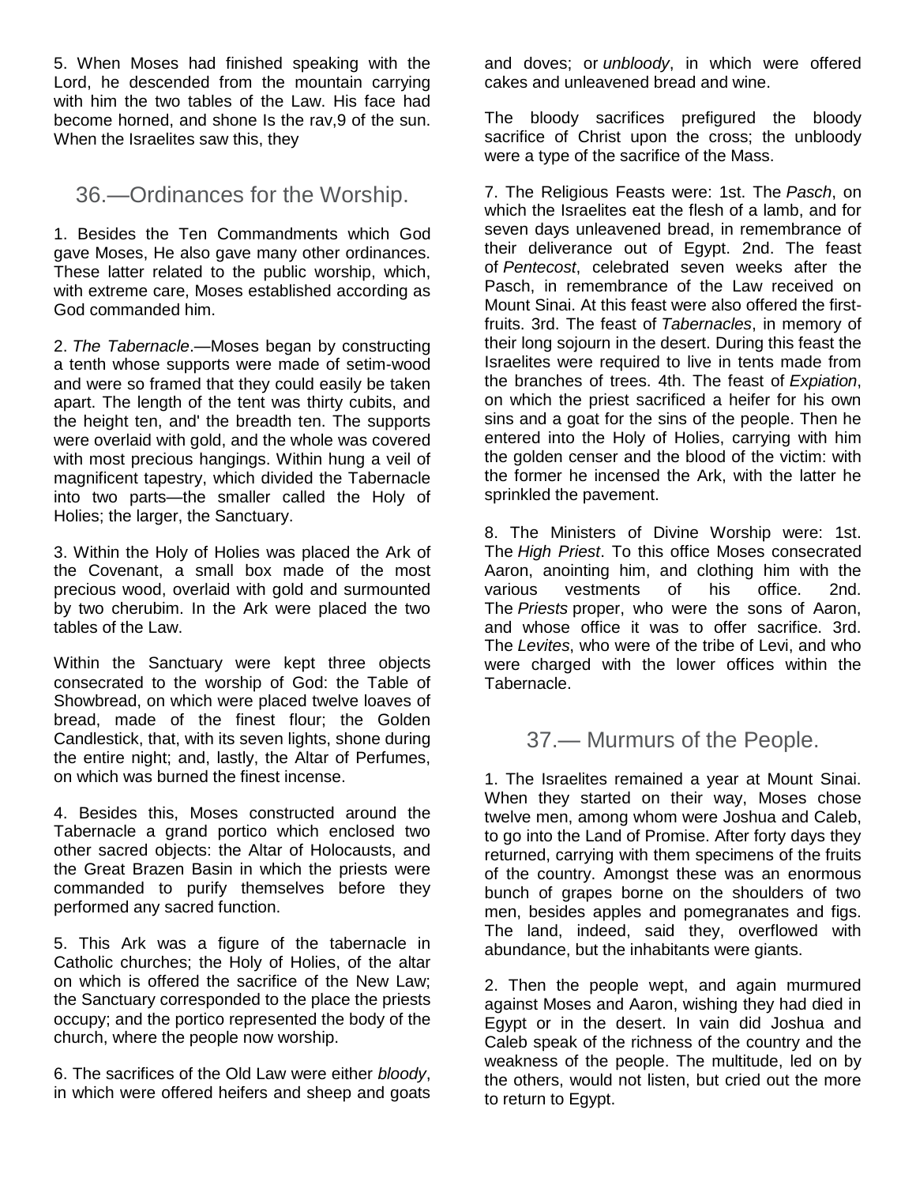5. When Moses had finished speaking with the Lord, he descended from the mountain carrying with him the two tables of the Law. His face had become horned, and shone Is the rav,9 of the sun. When the Israelites saw this, they

## 36.—Ordinances for the Worship.

1. Besides the Ten Commandments which God gave Moses, He also gave many other ordinances. These latter related to the public worship, which, with extreme care, Moses established according as God commanded him.

2. *The Tabernacle*.—Moses began by constructing a tenth whose supports were made of setim-wood and were so framed that they could easily be taken apart. The length of the tent was thirty cubits, and the height ten, and' the breadth ten. The supports were overlaid with gold, and the whole was covered with most precious hangings. Within hung a veil of magnificent tapestry, which divided the Tabernacle into two parts—the smaller called the Holy of Holies; the larger, the Sanctuary.

3. Within the Holy of Holies was placed the Ark of the Covenant, a small box made of the most precious wood, overlaid with gold and surmounted by two cherubim. In the Ark were placed the two tables of the Law.

Within the Sanctuary were kept three objects consecrated to the worship of God: the Table of Showbread, on which were placed twelve loaves of bread, made of the finest flour; the Golden Candlestick, that, with its seven lights, shone during the entire night; and, lastly, the Altar of Perfumes, on which was burned the finest incense.

4. Besides this, Moses constructed around the Tabernacle a grand portico which enclosed two other sacred objects: the Altar of Holocausts, and the Great Brazen Basin in which the priests were commanded to purify themselves before they performed any sacred function.

5. This Ark was a figure of the tabernacle in Catholic churches; the Holy of Holies, of the altar on which is offered the sacrifice of the New Law; the Sanctuary corresponded to the place the priests occupy; and the portico represented the body of the church, where the people now worship.

6. The sacrifices of the Old Law were either *bloody*, in which were offered heifers and sheep and goats and doves; or *unbloody*, in which were offered cakes and unleavened bread and wine.

The bloody sacrifices prefigured the bloody sacrifice of Christ upon the cross; the unbloody were a type of the sacrifice of the Mass.

7. The Religious Feasts were: 1st. The *Pasch*, on which the Israelites eat the flesh of a lamb, and for seven days unleavened bread, in remembrance of their deliverance out of Egypt. 2nd. The feast of *Pentecost*, celebrated seven weeks after the Pasch, in remembrance of the Law received on Mount Sinai. At this feast were also offered the first-fruits. 3rd. The feast of *Tabernacles*, in memory of their long sojourn in the desert. During this feast the Israelites were required to live in tents made from the branches of trees. 4th. The feast of *Expiation*, on which the priest sacrificed a heifer for his own sins and a goat for the sins of the people. Then he entered into the Holy of Holies, carrying with him the golden censer and the blood of the victim: with the former he incensed the Ark, with the latter he sprinkled the pavement.

8. The Ministers of Divine Worship were: 1st. The *High Priest*. To this office Moses consecrated Aaron, anointing him, and clothing him with the various vestments of his office. 2nd. The *Priests* proper, who were the sons of Aaron, and whose office it was to offer sacrifice. 3rd. The *Levites*, who were of the tribe of Levi, and who were charged with the lower offices within the Tabernacle.

## 37.— Murmurs of the People.

1. The Israelites remained a year at Mount Sinai. When they started on their way, Moses chose twelve men, among whom were Joshua and Caleb, to go into the Land of Promise. After forty days they returned, carrying with them specimens of the fruits of the country. Amongst these was an enormous bunch of grapes borne on the shoulders of two men, besides apples and pomegranates and figs. The land, indeed, said they, overflowed with abundance, but the inhabitants were giants.

2. Then the people wept, and again murmured against Moses and Aaron, wishing they had died in Egypt or in the desert. In vain did Joshua and Caleb speak of the richness of the country and the weakness of the people. The multitude, led on by the others, would not listen, but cried out the more to return to Egypt.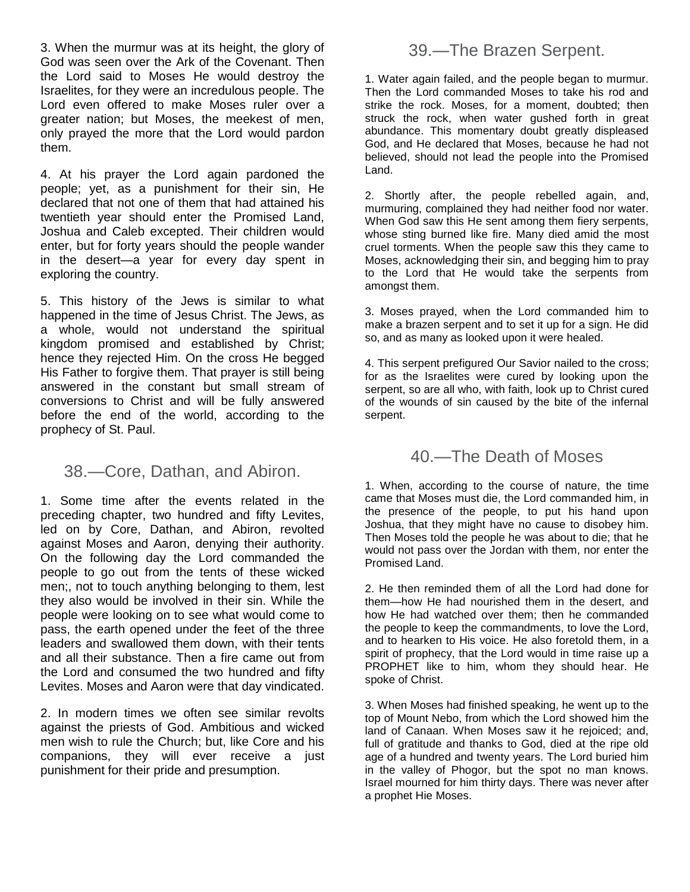3. When the murmur was at its height, the glory of God was seen over the Ark of the Covenant. Then the Lord said to Moses He would destroy the Israelites, for they were an incredulous people. The Lord even offered to make Moses ruler over a greater nation; but Moses, the meekest of men, only prayed the more that the Lord would pardon them.

4. At his prayer the Lord again pardoned the people; yet, as a punishment for their sin, He declared that not one of them that had attained his twentieth year should enter the Promised Land, Joshua and Caleb excepted. Their children would enter, but for forty years should the people wander in the desert—a year for every day spent in exploring the country.

5. This history of the Jews is similar to what happened in the time of Jesus Christ. The Jews, as a whole, would not understand the spiritual kingdom promised and established by Christ; hence they rejected Him. On the cross He begged His Father to forgive them. That prayer is still being answered in the constant but small stream of conversions to Christ and will be fully answered before the end of the world, according to the prophecy of St. Paul.

## 38.—Core, Dathan, and Abiron.

1. Some time after the events related in the preceding chapter, two hundred and fifty Levites, led on by Core, Dathan, and Abiron, revolted against Moses and Aaron, denying their authority. On the following day the Lord commanded the people to go out from the tents of these wicked men;, not to touch anything belonging to them, lest they also would be involved in their sin. While the people were looking on to see what would come to pass, the earth opened under the feet of the three leaders and swallowed them down, with their tents and all their substance. Then a fire came out from the Lord and consumed the two hundred and fifty Levites. Moses and Aaron were that day vindicated.

2. In modern times we often see similar revolts against the priests of God. Ambitious and wicked men wish to rule the Church; but, like Core and his companions, they will ever receive a just punishment for their pride and presumption.

## 39.—The Brazen Serpent.

1. Water again failed, and the people began to murmur. Then the Lord commanded Moses to take his rod and strike the rock. Moses, for a moment, doubted; then struck the rock, when water gushed forth in great abundance. This momentary doubt greatly displeased God, and He declared that Moses, because he had not believed, should not lead the people into the Promised Land.

2. Shortly after, the people rebelled again, and, murmuring, complained they had neither food nor water. When God saw this He sent among them fiery serpents, whose sting burned like fire. Many died amid the most cruel torments. When the people saw this they came to Moses, acknowledging their sin, and begging him to pray to the Lord that He would take the serpents from amongst them.

3. Moses prayed, when the Lord commanded him to make a brazen serpent and to set it up for a sign. He did so, and as many as looked upon it were healed.

4. This serpent prefigured Our Savior nailed to the cross; for as the Israelites were cured by looking upon the serpent, so are all who, with faith, look up to Christ cured of the wounds of sin caused by the bite of the infernal serpent.

## 40.—The Death of Moses

1. When, according to the course of nature, the time came that Moses must die, the Lord commanded him, in the presence of the people, to put his hand upon Joshua, that they might have no cause to disobey him. Then Moses told the people he was about to die; that he would not pass over the Jordan with them, nor enter the Promised Land.

2. He then reminded them of all the Lord had done for them—how He had nourished them in the desert, and how He had watched over them; then he commanded the people to keep the commandments, to love the Lord, and to hearken to His voice. He also foretold them, in a spirit of prophecy, that the Lord would in time raise up a PROPHET like to him, whom they should hear. He spoke of Christ.

3. When Moses had finished speaking, he went up to the top of Mount Nebo, from which the Lord showed him the land of Canaan. When Moses saw it he rejoiced; and, full of gratitude and thanks to God, died at the ripe old age of a hundred and twenty years. The Lord buried him in the valley of Phogor, but the spot no man knows. Israel mourned for him thirty days. There was never after a prophet Hie Moses.